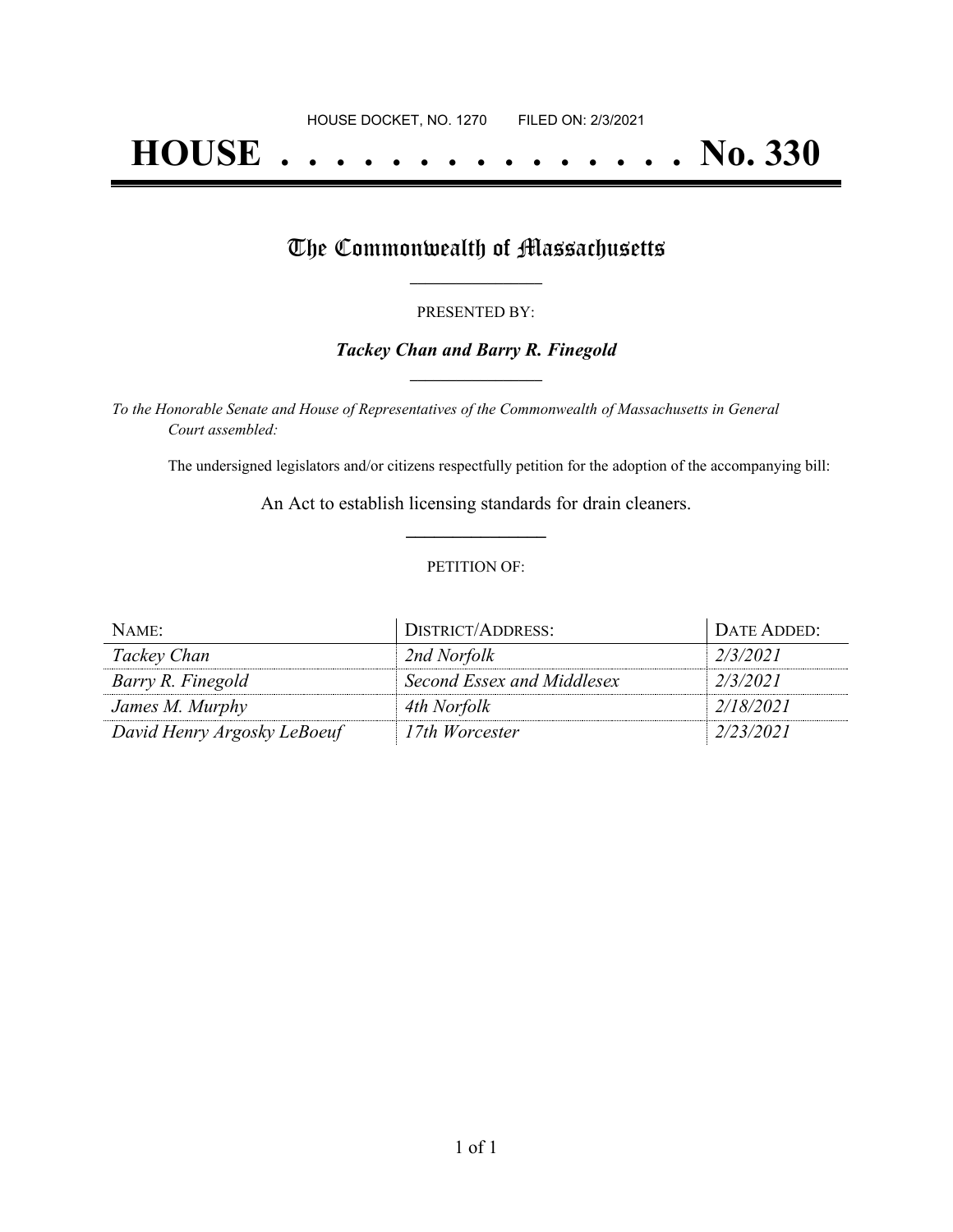HOUSE DOCKET, NO. 1270        FILED ON: 2/3/2021

# HOUSE . . . . . . . . . . . . . . . No. 330

## The Commonwealth of Massachusetts

PRESENTED BY:

***Tackey Chan and Barry R. Finegold***

*To the Honorable Senate and House of Representatives of the Commonwealth of Massachusetts in General Court assembled:*

The undersigned legislators and/or citizens respectfully petition for the adoption of the accompanying bill:

An Act to establish licensing standards for drain cleaners.

PETITION OF:

| NAME: | DISTRICT/ADDRESS: | DATE ADDED: |
|---|---|---|
| *Tackey Chan* | *2nd Norfolk* | *2/3/2021* |
| *Barry R. Finegold* | *Second Essex and Middlesex* | *2/3/2021* |
| *James M. Murphy* | *4th Norfolk* | *2/18/2021* |
| *David Henry Argosky LeBoeuf* | *17th Worcester* | *2/23/2021* |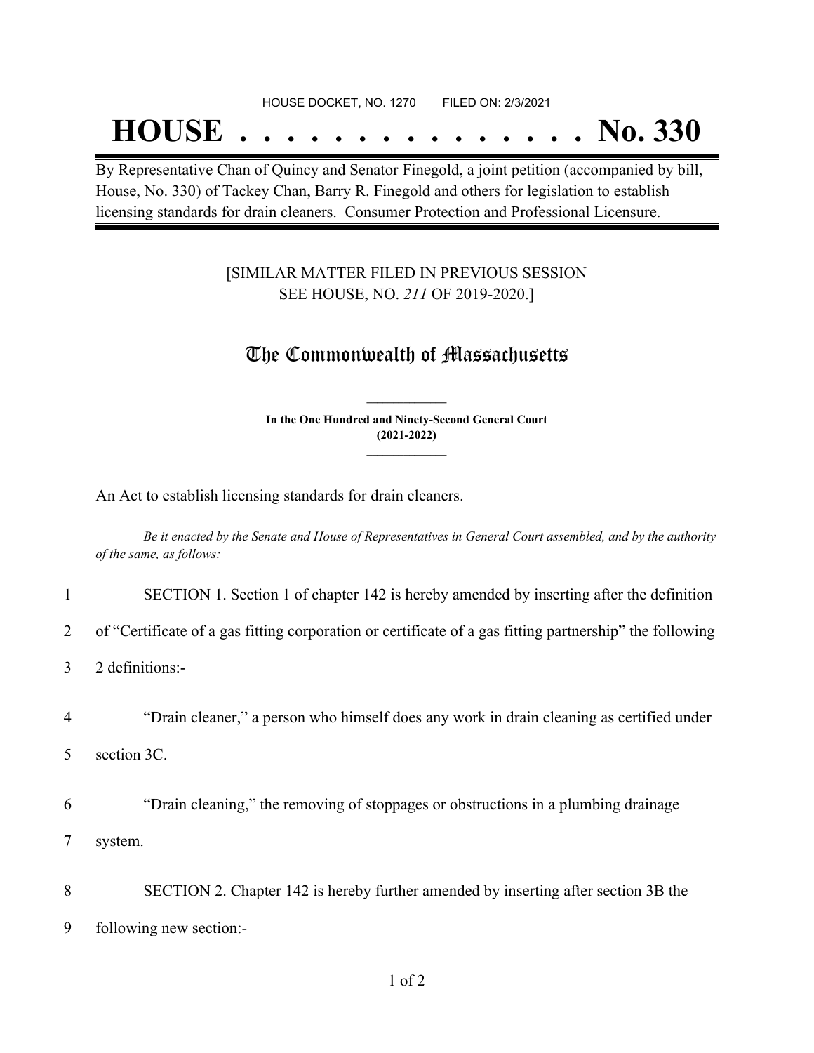HOUSE DOCKET, NO. 1270 FILED ON: 2/3/2021

# HOUSE . . . . . . . . . . . . . . . No. 330

By Representative Chan of Quincy and Senator Finegold, a joint petition (accompanied by bill, House, No. 330) of Tackey Chan, Barry R. Finegold and others for legislation to establish licensing standards for drain cleaners. Consumer Protection and Professional Licensure.

[SIMILAR MATTER FILED IN PREVIOUS SESSION SEE HOUSE, NO. *211* OF 2019-2020.]

## The Commonwealth of Massachusetts

**In the One Hundred and Ninety-Second General Court (2021-2022)**

An Act to establish licensing standards for drain cleaners.

*Be it enacted by the Senate and House of Representatives in General Court assembled, and by the authority of the same, as follows:*

1 SECTION 1. Section 1 of chapter 142 is hereby amended by inserting after the definition
2 of "Certificate of a gas fitting corporation or certificate of a gas fitting partnership" the following
3 2 definitions:-

4 "Drain cleaner," a person who himself does any work in drain cleaning as certified under
5 section 3C.

6 "Drain cleaning," the removing of stoppages or obstructions in a plumbing drainage
7 system.

8 SECTION 2. Chapter 142 is hereby further amended by inserting after section 3B the
9 following new section:-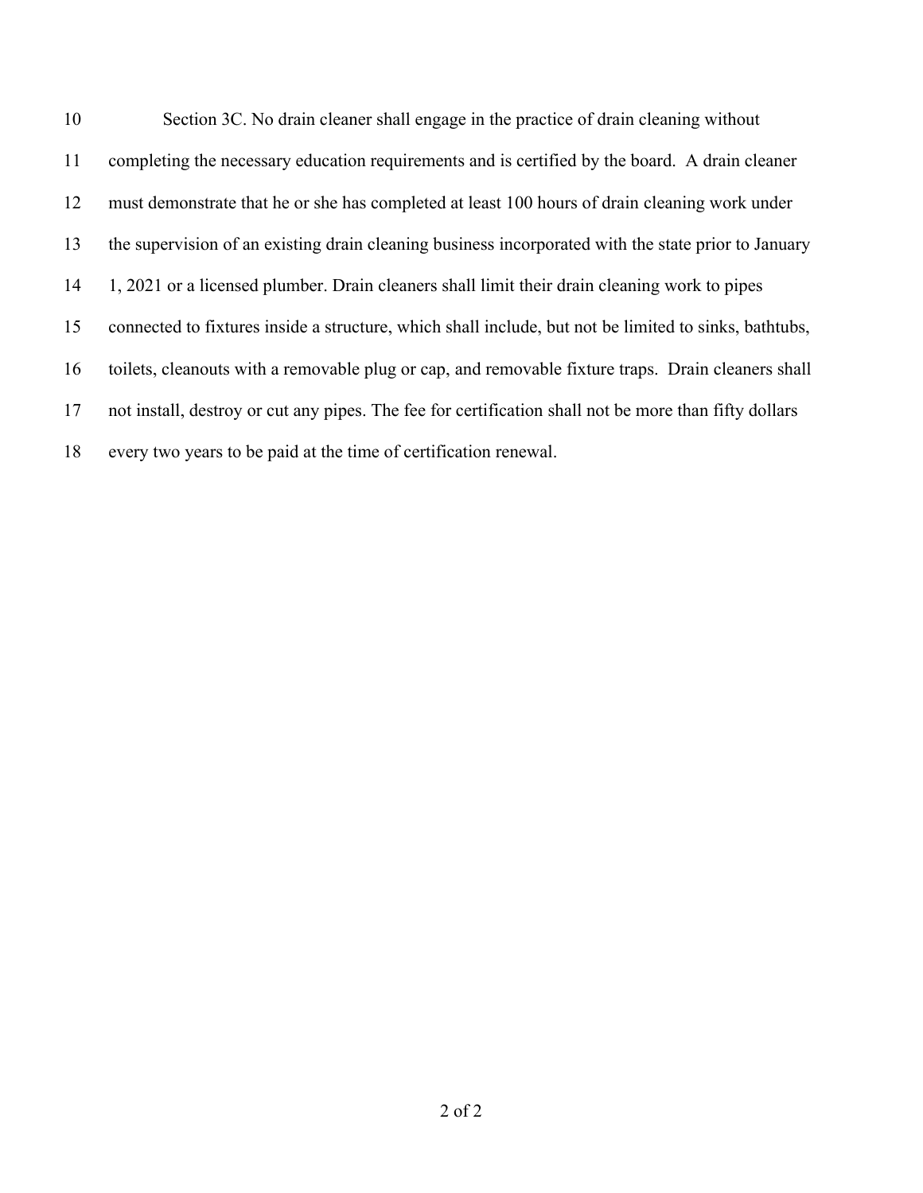Section 3C. No drain cleaner shall engage in the practice of drain cleaning without completing the necessary education requirements and is certified by the board. A drain cleaner must demonstrate that he or she has completed at least 100 hours of drain cleaning work under the supervision of an existing drain cleaning business incorporated with the state prior to January 1, 2021 or a licensed plumber. Drain cleaners shall limit their drain cleaning work to pipes connected to fixtures inside a structure, which shall include, but not be limited to sinks, bathtubs, toilets, cleanouts with a removable plug or cap, and removable fixture traps. Drain cleaners shall not install, destroy or cut any pipes. The fee for certification shall not be more than fifty dollars every two years to be paid at the time of certification renewal.